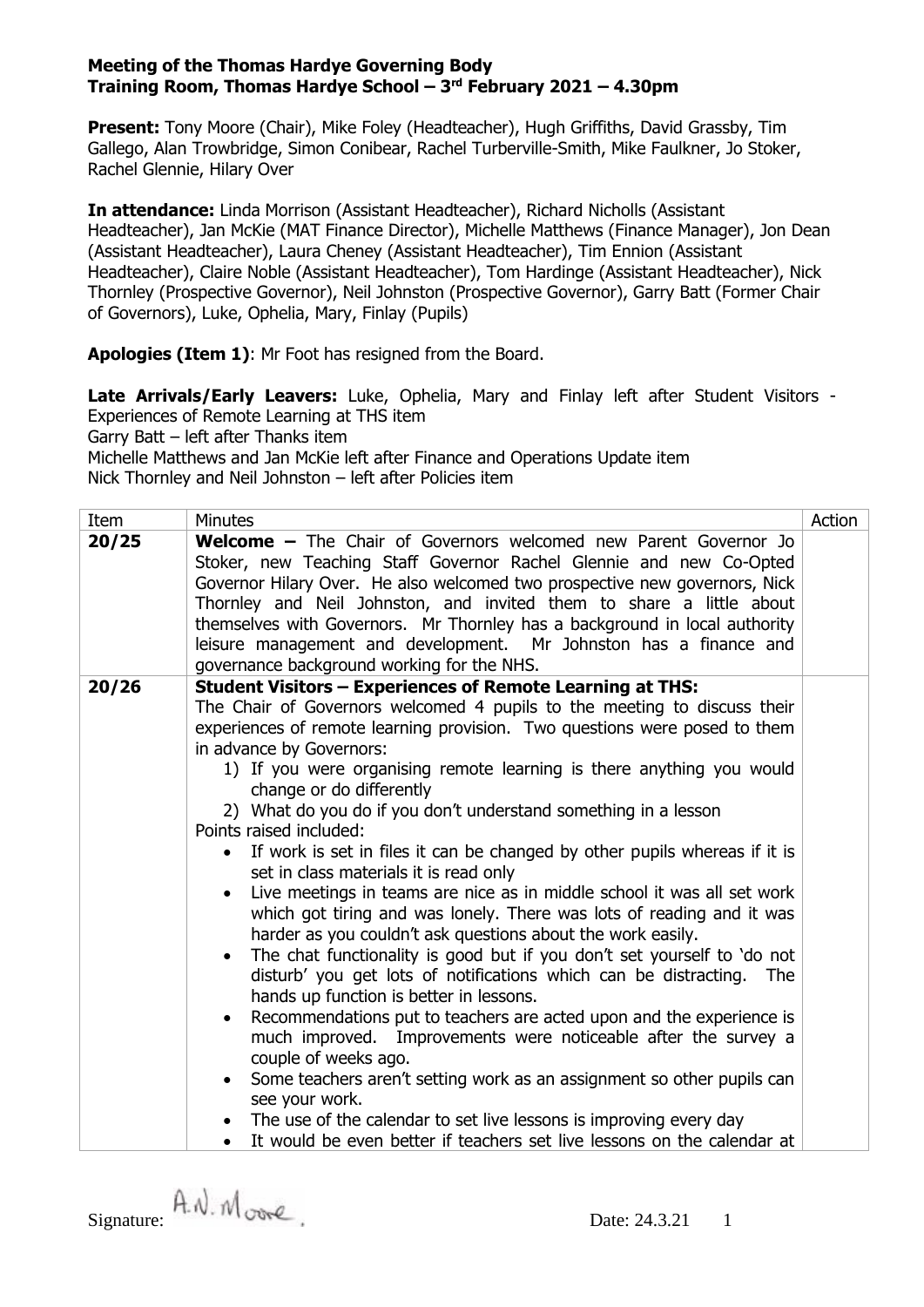**Meeting of the Thomas Hardye Governing Body**
**Training Room, Thomas Hardye School – 3rd February 2021 – 4.30pm**

**Present:** Tony Moore (Chair), Mike Foley (Headteacher), Hugh Griffiths, David Grassby, Tim Gallego, Alan Trowbridge, Simon Conibear, Rachel Turberville-Smith, Mike Faulkner, Jo Stoker, Rachel Glennie, Hilary Over

**In attendance:** Linda Morrison (Assistant Headteacher), Richard Nicholls (Assistant Headteacher), Jan McKie (MAT Finance Director), Michelle Matthews (Finance Manager), Jon Dean (Assistant Headteacher), Laura Cheney (Assistant Headteacher), Tim Ennion (Assistant Headteacher), Claire Noble (Assistant Headteacher), Tom Hardinge (Assistant Headteacher), Nick Thornley (Prospective Governor), Neil Johnston (Prospective Governor), Garry Batt (Former Chair of Governors), Luke, Ophelia, Mary, Finlay (Pupils)

**Apologies (Item 1)**: Mr Foot has resigned from the Board.

**Late Arrivals/Early Leavers:** Luke, Ophelia, Mary and Finlay left after Student Visitors - Experiences of Remote Learning at THS item
Garry Batt – left after Thanks item
Michelle Matthews and Jan McKie left after Finance and Operations Update item
Nick Thornley and Neil Johnston – left after Policies item

| Item | Minutes | Action |
|---|---|---|
| **20/25** | **Welcome –** The Chair of Governors welcomed new Parent Governor Jo Stoker, new Teaching Staff Governor Rachel Glennie and new Co-Opted Governor Hilary Over. He also welcomed two prospective new governors, Nick Thornley and Neil Johnston, and invited them to share a little about themselves with Governors. Mr Thornley has a background in local authority leisure management and development. Mr Johnston has a finance and governance background working for the NHS. | |
| **20/26** | **Student Visitors – Experiences of Remote Learning at THS:**<br>The Chair of Governors welcomed 4 pupils to the meeting to discuss their experiences of remote learning provision. Two questions were posed to them in advance by Governors:<br>1) If you were organising remote learning is there anything you would change or do differently<br>2) What do you do if you don't understand something in a lesson<br>Points raised included:<br>• If work is set in files it can be changed by other pupils whereas if it is set in class materials it is read only<br>• Live meetings in teams are nice as in middle school it was all set work which got tiring and was lonely. There was lots of reading and it was harder as you couldn't ask questions about the work easily.<br>• The chat functionality is good but if you don't set yourself to 'do not disturb' you get lots of notifications which can be distracting. The hands up function is better in lessons.<br>• Recommendations put to teachers are acted upon and the experience is much improved. Improvements were noticeable after the survey a couple of weeks ago.<br>• Some teachers aren't setting work as an assignment so other pupils can see your work.<br>• The use of the calendar to set live lessons is improving every day<br>• It would be even better if teachers set live lessons on the calendar at | |

Signature: A.N. Moore. Date: 24.3.21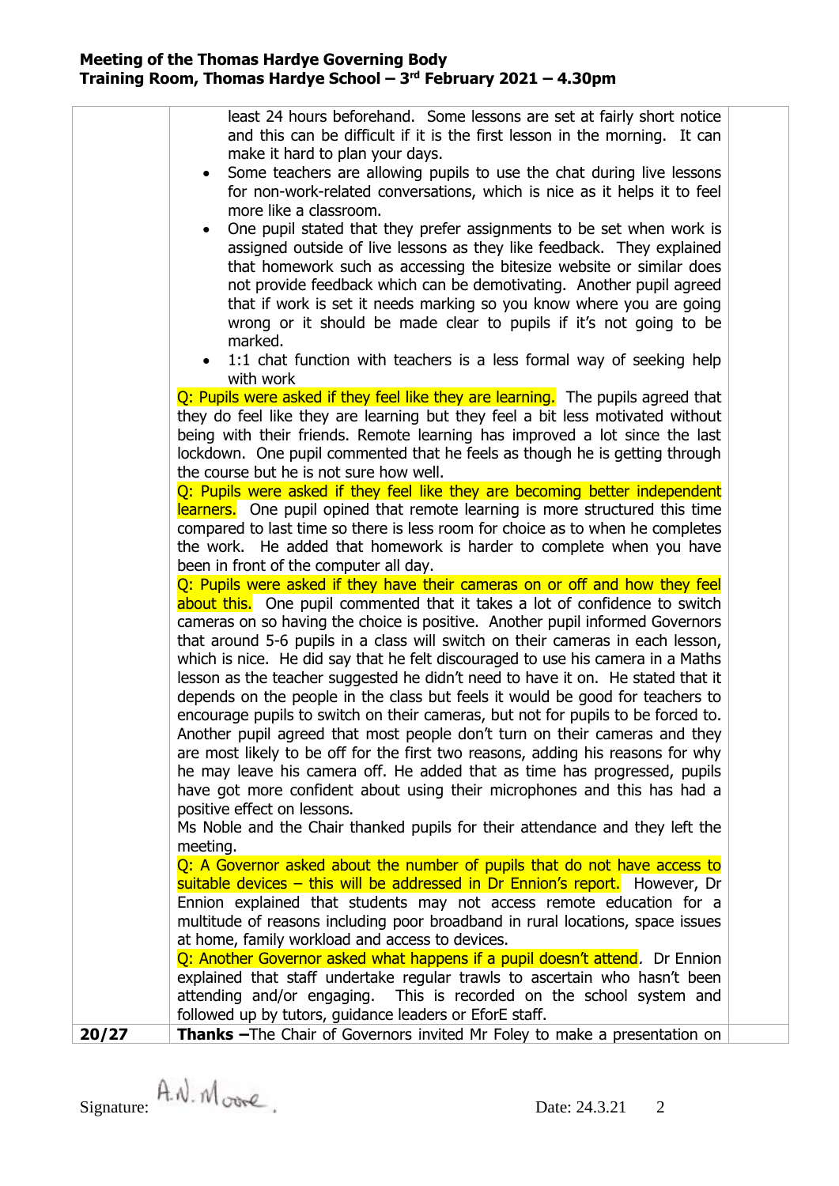| | | |
|---|---|---|
| | least 24 hours beforehand. Some lessons are set at fairly short notice and this can be difficult if it is the first lesson in the morning. It can make it hard to plan your days.<br>• Some teachers are allowing pupils to use the chat during live lessons for non-work-related conversations, which is nice as it helps it to feel more like a classroom.<br>• One pupil stated that they prefer assignments to be set when work is assigned outside of live lessons as they like feedback. They explained that homework such as accessing the bitesize website or similar does not provide feedback which can be demotivating. Another pupil agreed that if work is set it needs marking so you know where you are going wrong or it should be made clear to pupils if it's not going to be marked.<br>• 1:1 chat function with teachers is a less formal way of seeking help with work<br>Q: Pupils were asked if they feel like they are learning. The pupils agreed that they do feel like they are learning but they feel a bit less motivated without being with their friends. Remote learning has improved a lot since the last lockdown. One pupil commented that he feels as though he is getting through the course but he is not sure how well.<br>Q: Pupils were asked if they feel like they are becoming better independent learners. One pupil opined that remote learning is more structured this time compared to last time so there is less room for choice as to when he completes the work. He added that homework is harder to complete when you have been in front of the computer all day.<br>Q: Pupils were asked if they have their cameras on or off and how they feel about this. One pupil commented that it takes a lot of confidence to switch cameras on so having the choice is positive. Another pupil informed Governors that around 5-6 pupils in a class will switch on their cameras in each lesson, which is nice. He did say that he felt discouraged to use his camera in a Maths lesson as the teacher suggested he didn't need to have it on. He stated that it depends on the people in the class but feels it would be good for teachers to encourage pupils to switch on their cameras, but not for pupils to be forced to. Another pupil agreed that most people don't turn on their cameras and they are most likely to be off for the first two reasons, adding his reasons for why he may leave his camera off. He added that as time has progressed, pupils have got more confident about using their microphones and this has had a positive effect on lessons.<br>Ms Noble and the Chair thanked pupils for their attendance and they left the meeting.<br>Q: A Governor asked about the number of pupils that do not have access to suitable devices – this will be addressed in Dr Ennion's report. However, Dr Ennion explained that students may not access remote education for a multitude of reasons including poor broadband in rural locations, space issues at home, family workload and access to devices.<br>Q: Another Governor asked what happens if a pupil doesn't attend. Dr Ennion explained that staff undertake regular trawls to ascertain who hasn't been attending and/or engaging. This is recorded on the school system and followed up by tutors, guidance leaders or EforE staff. | |
| **20/27** | **Thanks –** The Chair of Governors invited Mr Foley to make a presentation on | |

Signature: A.N. Moore. Date: 24.3.21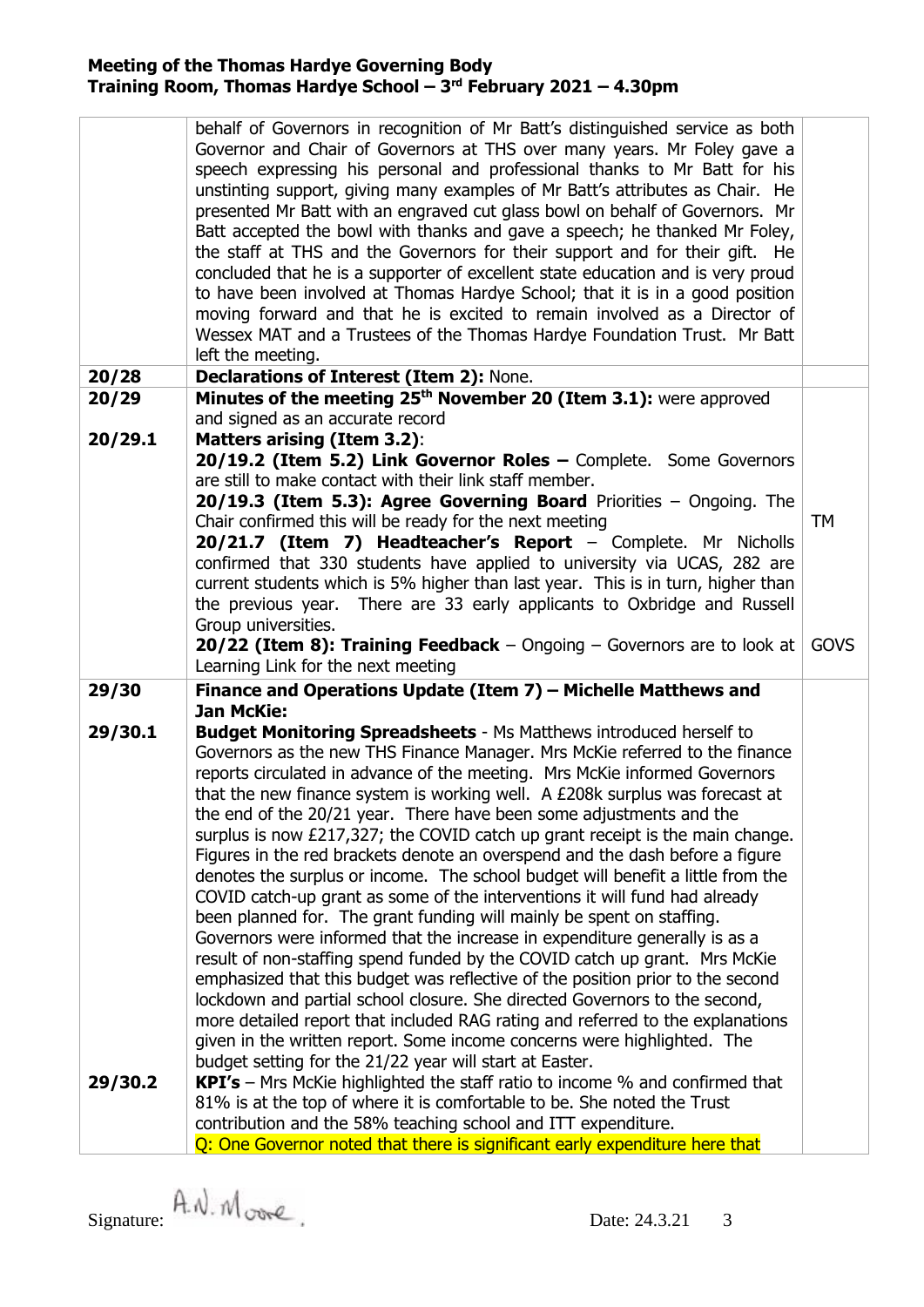**Meeting of the Thomas Hardye Governing Body**
**Training Room, Thomas Hardye School – 3rd February 2021 – 4.30pm**

| | | |
|---|---|---|
| | behalf of Governors in recognition of Mr Batt's distinguished service as both Governor and Chair of Governors at THS over many years. Mr Foley gave a speech expressing his personal and professional thanks to Mr Batt for his unstinting support, giving many examples of Mr Batt's attributes as Chair. He presented Mr Batt with an engraved cut glass bowl on behalf of Governors. Mr Batt accepted the bowl with thanks and gave a speech; he thanked Mr Foley, the staff at THS and the Governors for their support and for their gift. He concluded that he is a supporter of excellent state education and is very proud to have been involved at Thomas Hardye School; that it is in a good position moving forward and that he is excited to remain involved as a Director of Wessex MAT and a Trustees of the Thomas Hardye Foundation Trust. Mr Batt left the meeting. | |
| **20/28** | **Declarations of Interest (Item 2):** None. | |
| **20/29** | **Minutes of the meeting 25th November 20 (Item 3.1):** were approved and signed as an accurate record | |
| **20/29.1** | **Matters arising (Item 3.2)**:<br>**20/19.2 (Item 5.2) Link Governor Roles –** Complete. Some Governors are still to make contact with their link staff member.<br>**20/19.3 (Item 5.3): Agree Governing Board** Priorities – Ongoing. The Chair confirmed this will be ready for the next meeting<br>**20/21.7 (Item 7) Headteacher's Report** – Complete. Mr Nicholls confirmed that 330 students have applied to university via UCAS, 282 are current students which is 5% higher than last year. This is in turn, higher than the previous year. There are 33 early applicants to Oxbridge and Russell Group universities.<br>**20/22 (Item 8): Training Feedback** – Ongoing – Governors are to look at Learning Link for the next meeting | TM<br><br>GOVS |
| **29/30** | **Finance and Operations Update (Item 7) – Michelle Matthews and Jan McKie:** | |
| **29/30.1** | **Budget Monitoring Spreadsheets** - Ms Matthews introduced herself to Governors as the new THS Finance Manager. Mrs McKie referred to the finance reports circulated in advance of the meeting. Mrs McKie informed Governors that the new finance system is working well. A £208k surplus was forecast at the end of the 20/21 year. There have been some adjustments and the surplus is now £217,327; the COVID catch up grant receipt is the main change. Figures in the red brackets denote an overspend and the dash before a figure denotes the surplus or income. The school budget will benefit a little from the COVID catch-up grant as some of the interventions it will fund had already been planned for. The grant funding will mainly be spent on staffing. Governors were informed that the increase in expenditure generally is as a result of non-staffing spend funded by the COVID catch up grant. Mrs McKie emphasized that this budget was reflective of the position prior to the second lockdown and partial school closure. She directed Governors to the second, more detailed report that included RAG rating and referred to the explanations given in the written report. Some income concerns were highlighted. The budget setting for the 21/22 year will start at Easter. | |
| **29/30.2** | **KPI's** – Mrs McKie highlighted the staff ratio to income % and confirmed that 81% is at the top of where it is comfortable to be. She noted the Trust contribution and the 58% teaching school and ITT expenditure.<br>Q: One Governor noted that there is significant early expenditure here that | |

Signature: A.N. Moore. Date: 24.3.21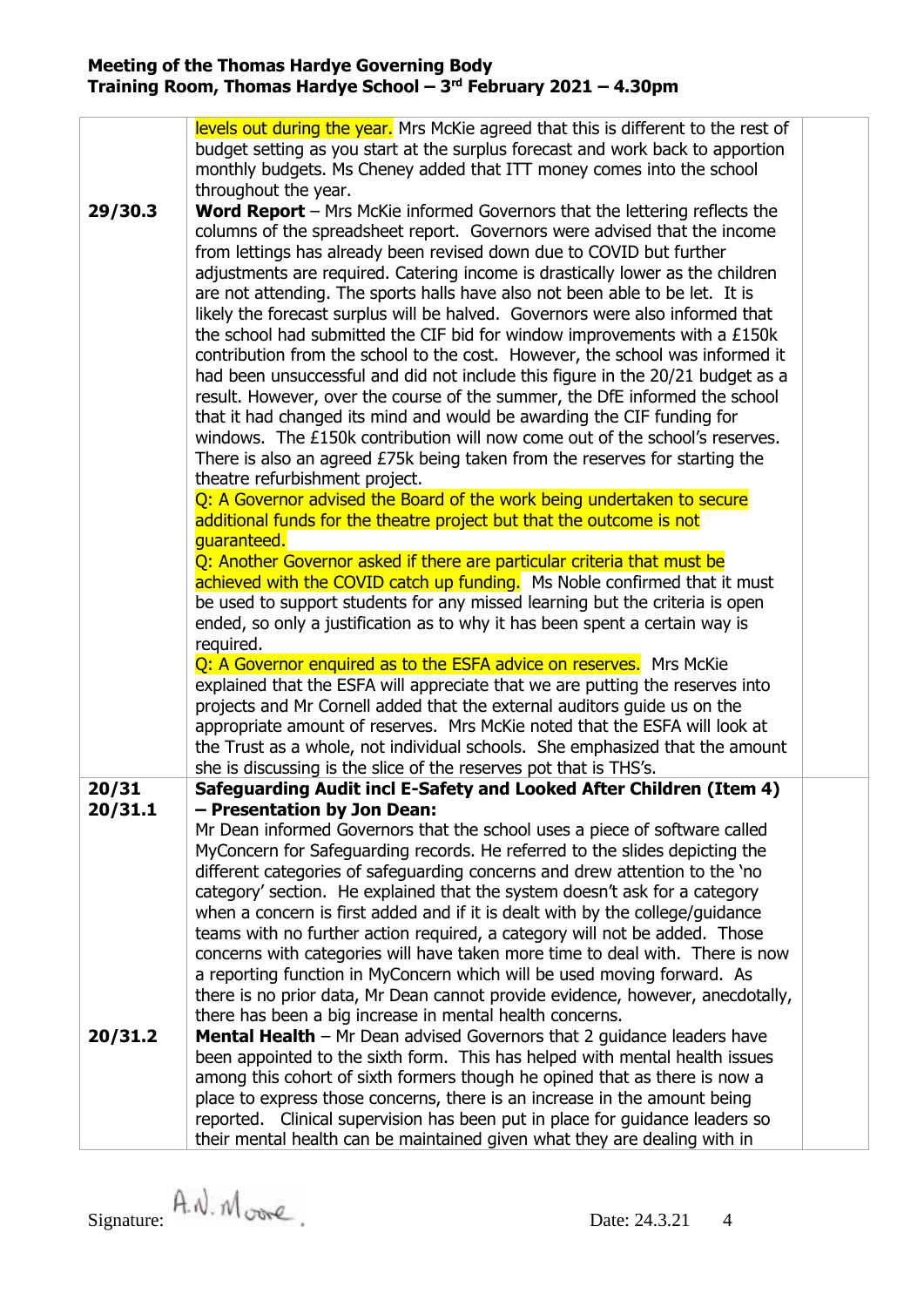| | | |
|---|---|---|
| | levels out during the year. Mrs McKie agreed that this is different to the rest of budget setting as you start at the surplus forecast and work back to apportion monthly budgets. Ms Cheney added that ITT money comes into the school throughout the year. | |
| 29/30.3 | **Word Report** – Mrs McKie informed Governors that the lettering reflects the columns of the spreadsheet report. Governors were advised that the income from lettings has already been revised down due to COVID but further adjustments are required. Catering income is drastically lower as the children are not attending. The sports halls have also not been able to be let. It is likely the forecast surplus will be halved. Governors were also informed that the school had submitted the CIF bid for window improvements with a £150k contribution from the school to the cost. However, the school was informed it had been unsuccessful and did not include this figure in the 20/21 budget as a result. However, over the course of the summer, the DfE informed the school that it had changed its mind and would be awarding the CIF funding for windows. The £150k contribution will now come out of the school's reserves. There is also an agreed £75k being taken from the reserves for starting the theatre refurbishment project.<br>Q: A Governor advised the Board of the work being undertaken to secure additional funds for the theatre project but that the outcome is not guaranteed.<br>Q: Another Governor asked if there are particular criteria that must be achieved with the COVID catch up funding. Ms Noble confirmed that it must be used to support students for any missed learning but the criteria is open ended, so only a justification as to why it has been spent a certain way is required.<br>Q: A Governor enquired as to the ESFA advice on reserves. Mrs McKie explained that the ESFA will appreciate that we are putting the reserves into projects and Mr Cornell added that the external auditors guide us on the appropriate amount of reserves. Mrs McKie noted that the ESFA will look at the Trust as a whole, not individual schools. She emphasized that the amount she is discussing is the slice of the reserves pot that is THS's. | |
| 20/31<br>20/31.1 | **Safeguarding Audit incl E-Safety and Looked After Children (Item 4) – Presentation by Jon Dean:**<br>Mr Dean informed Governors that the school uses a piece of software called MyConcern for Safeguarding records. He referred to the slides depicting the different categories of safeguarding concerns and drew attention to the 'no category' section. He explained that the system doesn't ask for a category when a concern is first added and if it is dealt with by the college/guidance teams with no further action required, a category will not be added. Those concerns with categories will have taken more time to deal with. There is now a reporting function in MyConcern which will be used moving forward. As there is no prior data, Mr Dean cannot provide evidence, however, anecdotally, there has been a big increase in mental health concerns. | |
| 20/31.2 | **Mental Health** – Mr Dean advised Governors that 2 guidance leaders have been appointed to the sixth form. This has helped with mental health issues among this cohort of sixth formers though he opined that as there is now a place to express those concerns, there is an increase in the amount being reported. Clinical supervision has been put in place for guidance leaders so their mental health can be maintained given what they are dealing with in | |

Signature: A.N. Moore. Date: 24.3.21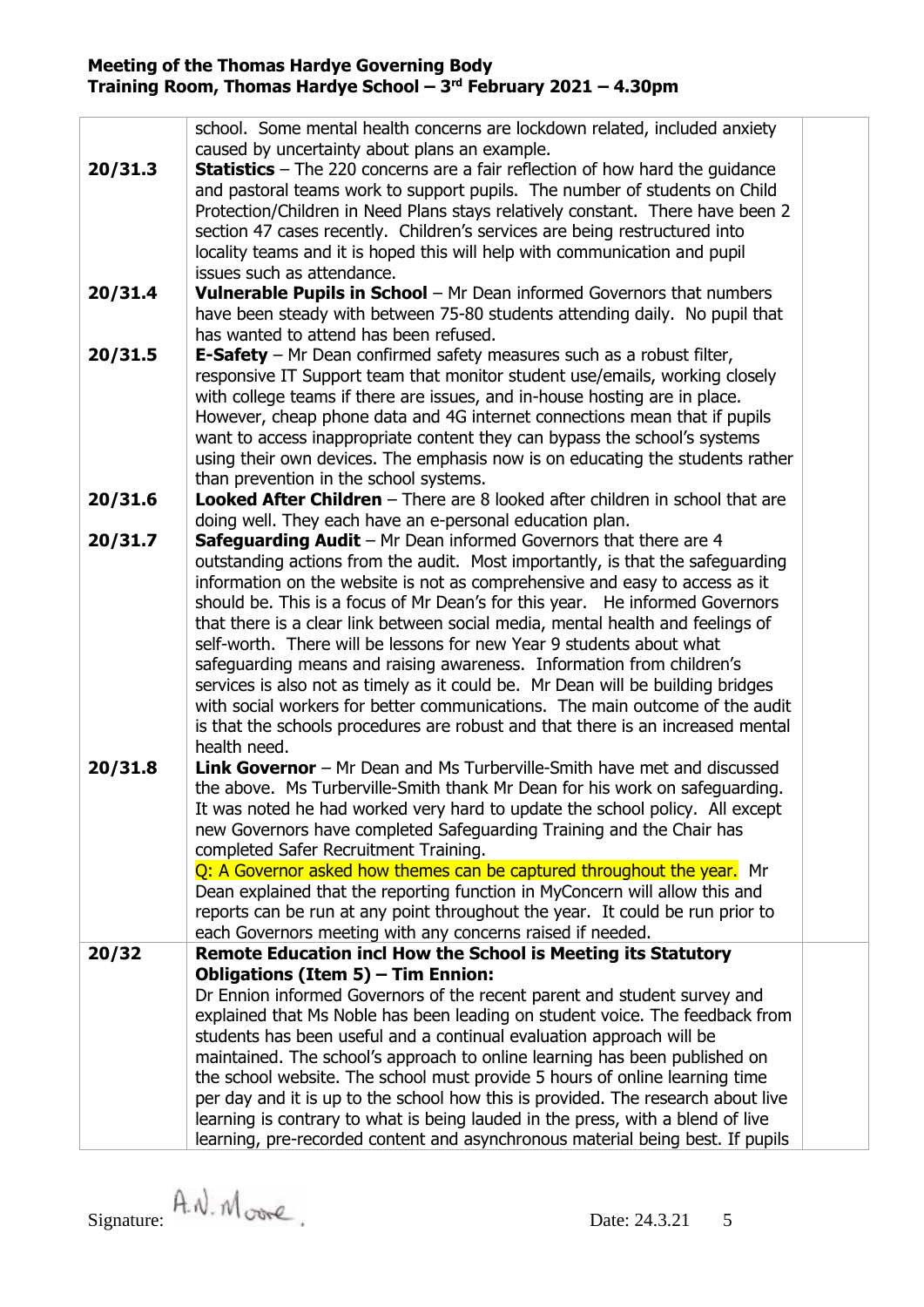| | | |
|---|---|---|
| | school. Some mental health concerns are lockdown related, included anxiety caused by uncertainty about plans an example. | |
| 20/31.3 | **Statistics** – The 220 concerns are a fair reflection of how hard the guidance and pastoral teams work to support pupils. The number of students on Child Protection/Children in Need Plans stays relatively constant. There have been 2 section 47 cases recently. Children's services are being restructured into locality teams and it is hoped this will help with communication and pupil issues such as attendance. | |
| 20/31.4 | **Vulnerable Pupils in School** – Mr Dean informed Governors that numbers have been steady with between 75-80 students attending daily. No pupil that has wanted to attend has been refused. | |
| 20/31.5 | **E-Safety** – Mr Dean confirmed safety measures such as a robust filter, responsive IT Support team that monitor student use/emails, working closely with college teams if there are issues, and in-house hosting are in place. However, cheap phone data and 4G internet connections mean that if pupils want to access inappropriate content they can bypass the school's systems using their own devices. The emphasis now is on educating the students rather than prevention in the school systems. | |
| 20/31.6 | **Looked After Children** – There are 8 looked after children in school that are doing well. They each have an e-personal education plan. | |
| 20/31.7 | **Safeguarding Audit** – Mr Dean informed Governors that there are 4 outstanding actions from the audit. Most importantly, is that the safeguarding information on the website is not as comprehensive and easy to access as it should be. This is a focus of Mr Dean's for this year. He informed Governors that there is a clear link between social media, mental health and feelings of self-worth. There will be lessons for new Year 9 students about what safeguarding means and raising awareness. Information from children's services is also not as timely as it could be. Mr Dean will be building bridges with social workers for better communications. The main outcome of the audit is that the schools procedures are robust and that there is an increased mental health need. | |
| 20/31.8 | **Link Governor** – Mr Dean and Ms Turberville-Smith have met and discussed the above. Ms Turberville-Smith thank Mr Dean for his work on safeguarding. It was noted he had worked very hard to update the school policy. All except new Governors have completed Safeguarding Training and the Chair has completed Safer Recruitment Training.<br>Q: A Governor asked how themes can be captured throughout the year. Mr Dean explained that the reporting function in MyConcern will allow this and reports can be run at any point throughout the year. It could be run prior to each Governors meeting with any concerns raised if needed. | |
| 20/32 | **Remote Education incl How the School is Meeting its Statutory Obligations (Item 5) – Tim Ennion:**<br>Dr Ennion informed Governors of the recent parent and student survey and explained that Ms Noble has been leading on student voice. The feedback from students has been useful and a continual evaluation approach will be maintained. The school's approach to online learning has been published on the school website. The school must provide 5 hours of online learning time per day and it is up to the school how this is provided. The research about live learning is contrary to what is being lauded in the press, with a blend of live learning, pre-recorded content and asynchronous material being best. If pupils | |

Signature: A.N. Moore. Date: 24.3.21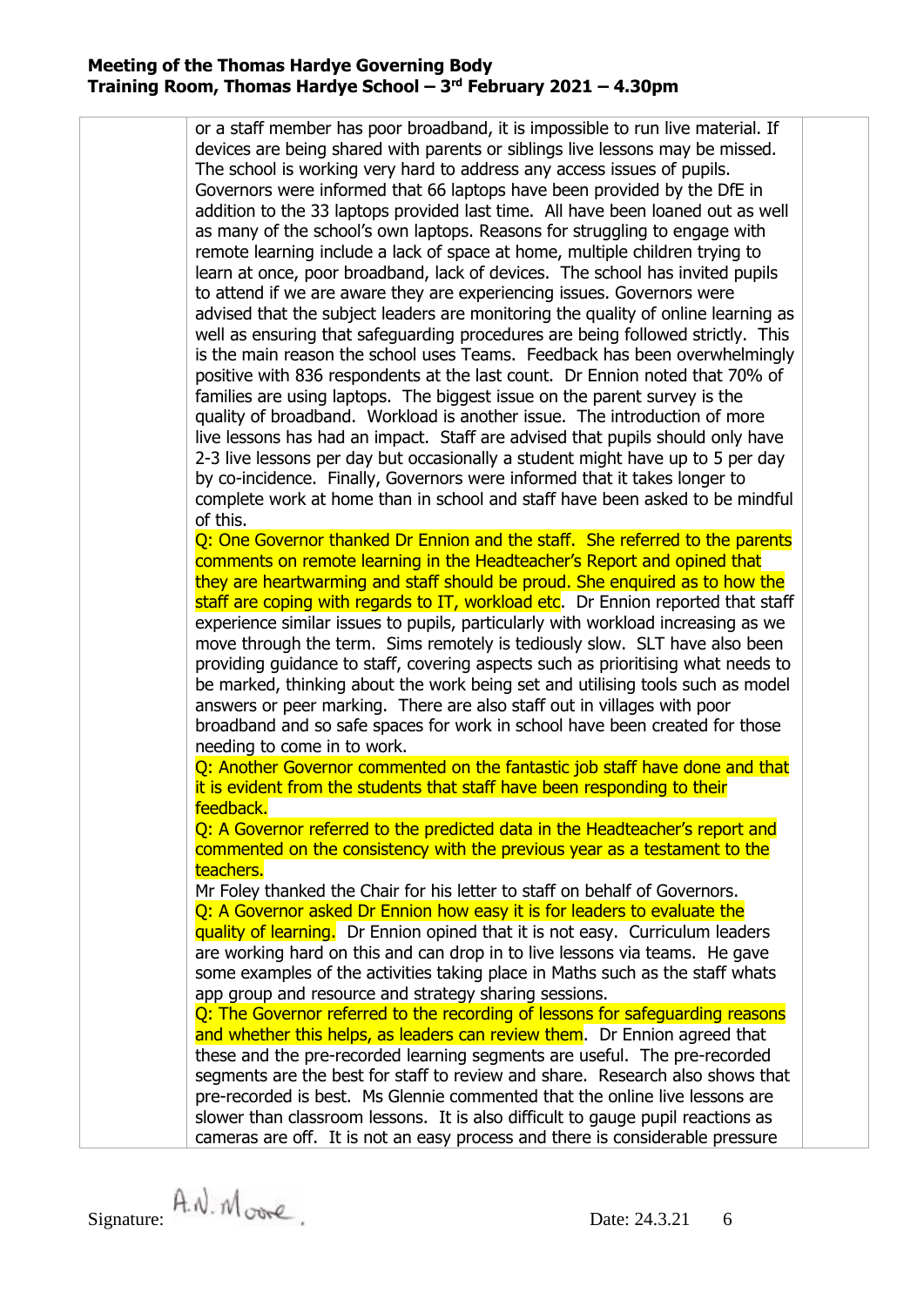or a staff member has poor broadband, it is impossible to run live material. If devices are being shared with parents or siblings live lessons may be missed. The school is working very hard to address any access issues of pupils. Governors were informed that 66 laptops have been provided by the DfE in addition to the 33 laptops provided last time. All have been loaned out as well as many of the school's own laptops. Reasons for struggling to engage with remote learning include a lack of space at home, multiple children trying to learn at once, poor broadband, lack of devices. The school has invited pupils to attend if we are aware they are experiencing issues. Governors were advised that the subject leaders are monitoring the quality of online learning as well as ensuring that safeguarding procedures are being followed strictly. This is the main reason the school uses Teams. Feedback has been overwhelmingly positive with 836 respondents at the last count. Dr Ennion noted that 70% of families are using laptops. The biggest issue on the parent survey is the quality of broadband. Workload is another issue. The introduction of more live lessons has had an impact. Staff are advised that pupils should only have 2-3 live lessons per day but occasionally a student might have up to 5 per day by co-incidence. Finally, Governors were informed that it takes longer to complete work at home than in school and staff have been asked to be mindful of this.

Q: One Governor thanked Dr Ennion and the staff. She referred to the parents comments on remote learning in the Headteacher's Report and opined that they are heartwarming and staff should be proud. She enquired as to how the staff are coping with regards to IT, workload etc. Dr Ennion reported that staff experience similar issues to pupils, particularly with workload increasing as we move through the term. Sims remotely is tediously slow. SLT have also been providing guidance to staff, covering aspects such as prioritising what needs to be marked, thinking about the work being set and utilising tools such as model answers or peer marking. There are also staff out in villages with poor broadband and so safe spaces for work in school have been created for those needing to come in to work.

Q: Another Governor commented on the fantastic job staff have done and that it is evident from the students that staff have been responding to their feedback.

Q: A Governor referred to the predicted data in the Headteacher's report and commented on the consistency with the previous year as a testament to the teachers.

Mr Foley thanked the Chair for his letter to staff on behalf of Governors.

Q: A Governor asked Dr Ennion how easy it is for leaders to evaluate the quality of learning. Dr Ennion opined that it is not easy. Curriculum leaders are working hard on this and can drop in to live lessons via teams. He gave some examples of the activities taking place in Maths such as the staff whats app group and resource and strategy sharing sessions.

Q: The Governor referred to the recording of lessons for safeguarding reasons and whether this helps, as leaders can review them. Dr Ennion agreed that these and the pre-recorded learning segments are useful. The pre-recorded segments are the best for staff to review and share. Research also shows that pre-recorded is best. Ms Glennie commented that the online live lessons are slower than classroom lessons. It is also difficult to gauge pupil reactions as cameras are off. It is not an easy process and there is considerable pressure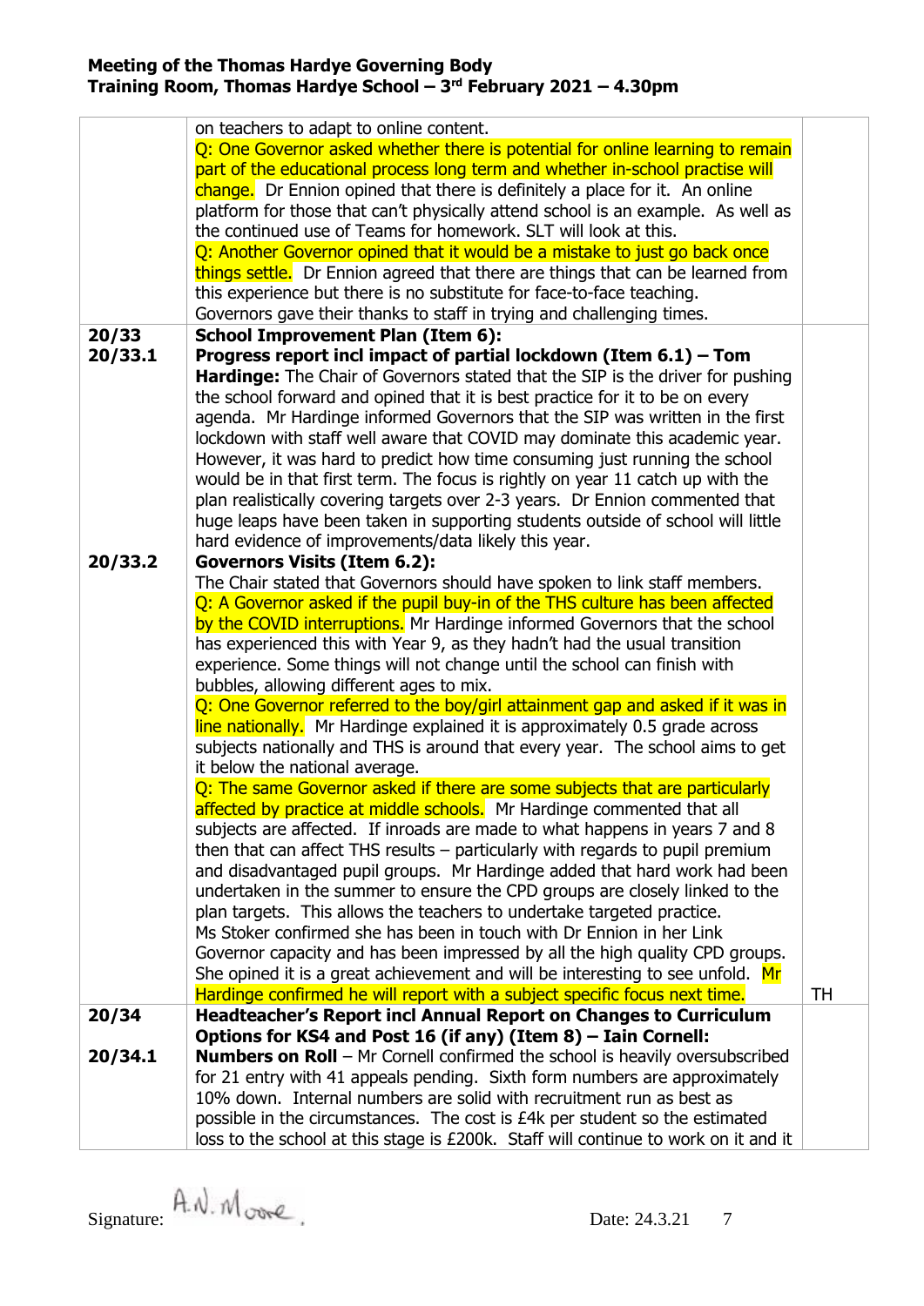| | | |
|---|---|---|
| | on teachers to adapt to online content.<br>Q: One Governor asked whether there is potential for online learning to remain part of the educational process long term and whether in-school practise will change. Dr Ennion opined that there is definitely a place for it. An online platform for those that can't physically attend school is an example. As well as the continued use of Teams for homework. SLT will look at this.<br>Q: Another Governor opined that it would be a mistake to just go back once things settle. Dr Ennion agreed that there are things that can be learned from this experience but there is no substitute for face-to-face teaching.<br>Governors gave their thanks to staff in trying and challenging times. | |
| 20/33<br>20/33.1<br><br><br><br><br><br><br><br><br><br>20/33.2 | **School Improvement Plan (Item 6):**<br>**Progress report incl impact of partial lockdown (Item 6.1) – Tom Hardinge:** The Chair of Governors stated that the SIP is the driver for pushing the school forward and opined that it is best practice for it to be on every agenda. Mr Hardinge informed Governors that the SIP was written in the first lockdown with staff well aware that COVID may dominate this academic year. However, it was hard to predict how time consuming just running the school would be in that first term. The focus is rightly on year 11 catch up with the plan realistically covering targets over 2-3 years. Dr Ennion commented that huge leaps have been taken in supporting students outside of school will little hard evidence of improvements/data likely this year.<br>**Governors Visits (Item 6.2):**<br>The Chair stated that Governors should have spoken to link staff members.<br>Q: A Governor asked if the pupil buy-in of the THS culture has been affected by the COVID interruptions. Mr Hardinge informed Governors that the school has experienced this with Year 9, as they hadn't had the usual transition experience. Some things will not change until the school can finish with bubbles, allowing different ages to mix.<br>Q: One Governor referred to the boy/girl attainment gap and asked if it was in line nationally. Mr Hardinge explained it is approximately 0.5 grade across subjects nationally and THS is around that every year. The school aims to get it below the national average.<br>Q: The same Governor asked if there are some subjects that are particularly affected by practice at middle schools. Mr Hardinge commented that all subjects are affected. If inroads are made to what happens in years 7 and 8 then that can affect THS results – particularly with regards to pupil premium and disadvantaged pupil groups. Mr Hardinge added that hard work had been undertaken in the summer to ensure the CPD groups are closely linked to the plan targets. This allows the teachers to undertake targeted practice.<br>Ms Stoker confirmed she has been in touch with Dr Ennion in her Link Governor capacity and has been impressed by all the high quality CPD groups. She opined it is a great achievement and will be interesting to see unfold. Mr Hardinge confirmed he will report with a subject specific focus next time. | <br><br><br><br><br><br><br><br><br><br><br><br><br><br><br><br><br><br><br><br><br><br><br><br><br><br><br><br><br><br><br>TH |
| 20/34<br><br>20/34.1 | **Headteacher's Report incl Annual Report on Changes to Curriculum Options for KS4 and Post 16 (if any) (Item 8) – Iain Cornell:**<br>**Numbers on Roll** – Mr Cornell confirmed the school is heavily oversubscribed for 21 entry with 41 appeals pending. Sixth form numbers are approximately 10% down. Internal numbers are solid with recruitment run as best as possible in the circumstances. The cost is £4k per student so the estimated loss to the school at this stage is £200k. Staff will continue to work on it and it | |

Signature: A.N. Moore    Date: 24.3.21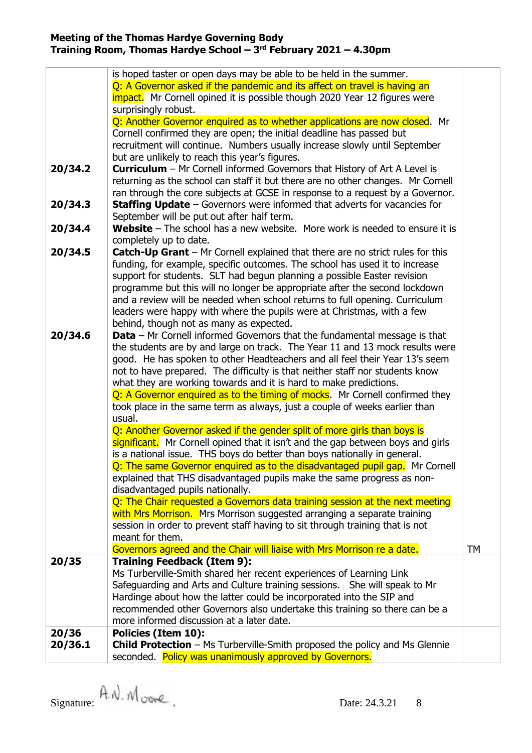**Meeting of the Thomas Hardye Governing Body**
**Training Room, Thomas Hardye School – 3rd February 2021 – 4.30pm**

| | | |
|---|---|---|
| | is hoped taster or open days may be able to be held in the summer.<br>Q: A Governor asked if the pandemic and its affect on travel is having an impact. Mr Cornell opined it is possible though 2020 Year 12 figures were surprisingly robust.<br>Q: Another Governor enquired as to whether applications are now closed. Mr Cornell confirmed they are open; the initial deadline has passed but recruitment will continue. Numbers usually increase slowly until September but are unlikely to reach this year's figures. | |
| 20/34.2 | **Curriculum** – Mr Cornell informed Governors that History of Art A Level is returning as the school can staff it but there are no other changes. Mr Cornell ran through the core subjects at GCSE in response to a request by a Governor. | |
| 20/34.3 | **Staffing Update** – Governors were informed that adverts for vacancies for September will be put out after half term. | |
| 20/34.4 | **Website** – The school has a new website. More work is needed to ensure it is completely up to date. | |
| 20/34.5 | **Catch-Up Grant** – Mr Cornell explained that there are no strict rules for this funding, for example, specific outcomes. The school has used it to increase support for students. SLT had begun planning a possible Easter revision programme but this will no longer be appropriate after the second lockdown and a review will be needed when school returns to full opening. Curriculum leaders were happy with where the pupils were at Christmas, with a few behind, though not as many as expected. | |
| 20/34.6 | **Data** – Mr Cornell informed Governors that the fundamental message is that the students are by and large on track. The Year 11 and 13 mock results were good. He has spoken to other Headteachers and all feel their Year 13's seem not to have prepared. The difficulty is that neither staff nor students know what they are working towards and it is hard to make predictions.<br>Q: A Governor enquired as to the timing of mocks. Mr Cornell confirmed they took place in the same term as always, just a couple of weeks earlier than usual.<br>Q: Another Governor asked if the gender split of more girls than boys is significant. Mr Cornell opined that it isn't and the gap between boys and girls is a national issue. THS boys do better than boys nationally in general.<br>Q: The same Governor enquired as to the disadvantaged pupil gap. Mr Cornell explained that THS disadvantaged pupils make the same progress as non-disadvantaged pupils nationally.<br>Q: The Chair requested a Governors data training session at the next meeting with Mrs Morrison. Mrs Morrison suggested arranging a separate training session in order to prevent staff having to sit through training that is not meant for them.<br>Governors agreed and the Chair will liaise with Mrs Morrison re a date. | TM |
| 20/35 | **Training Feedback (Item 9):**<br>Ms Turberville-Smith shared her recent experiences of Learning Link Safeguarding and Arts and Culture training sessions. She will speak to Mr Hardinge about how the latter could be incorporated into the SIP and recommended other Governors also undertake this training so there can be a more informed discussion at a later date. | |
| 20/36<br>20/36.1 | **Policies (Item 10):**<br>**Child Protection** – Ms Turberville-Smith proposed the policy and Ms Glennie seconded. Policy was unanimously approved by Governors. | |

Signature: A.N. Moore.　　　　Date: 24.3.21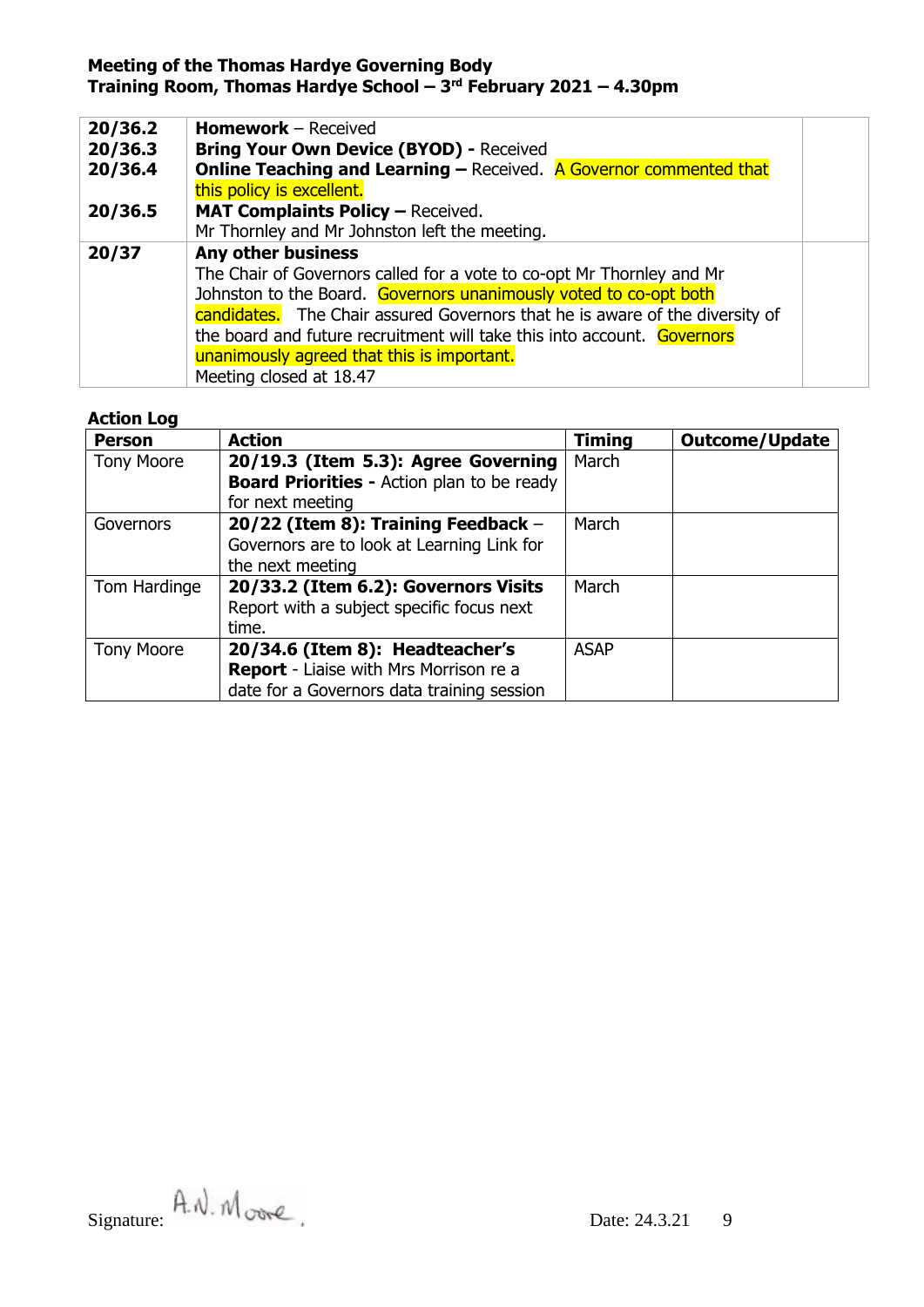**Meeting of the Thomas Hardye Governing Body**
**Training Room, Thomas Hardye School – 3rd February 2021 – 4.30pm**

| | | |
|---|---|---|
| **20/36.2**<br>**20/36.3**<br>**20/36.4**<br><br>**20/36.5** | **Homework** – Received<br>**Bring Your Own Device (BYOD) -** Received<br>**Online Teaching and Learning –** Received. A Governor commented that this policy is excellent.<br>**MAT Complaints Policy –** Received.<br>Mr Thornley and Mr Johnston left the meeting. | |
| **20/37** | **Any other business**<br>The Chair of Governors called for a vote to co-opt Mr Thornley and Mr Johnston to the Board. Governors unanimously voted to co-opt both candidates. The Chair assured Governors that he is aware of the diversity of the board and future recruitment will take this into account. Governors unanimously agreed that this is important.<br>Meeting closed at 18.47 | |

**Action Log**

| Person | Action | Timing | Outcome/Update |
|---|---|---|---|
| Tony Moore | **20/19.3 (Item 5.3): Agree Governing Board Priorities -** Action plan to be ready for next meeting | March | |
| Governors | **20/22 (Item 8): Training Feedback** – Governors are to look at Learning Link for the next meeting | March | |
| Tom Hardinge | **20/33.2 (Item 6.2): Governors Visits** Report with a subject specific focus next time. | March | |
| Tony Moore | **20/34.6 (Item 8): Headteacher's Report** - Liaise with Mrs Morrison re a date for a Governors data training session | ASAP | |

Signature: A.N. Moore.　　　　Date: 24.3.21